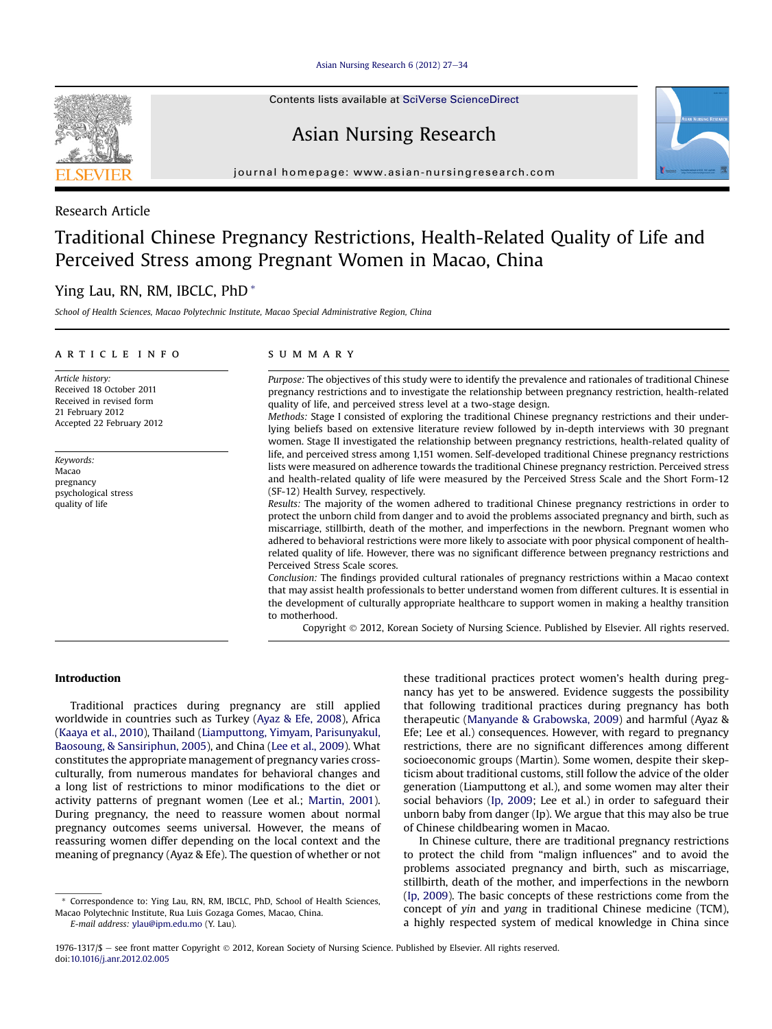Research Article

# Traditional Chinese Pregnancy Restrictions, Health-Related Quality of Life and Perceived Stress among Pregnant Women in Macao, China

Ying Lau, RN, RM, IBCLC, PhD *

*School of Health Sciences, Macao Polytechnic Institute, Macao Special Administrative Region, China*

## ARTICLE INFO

*Article history:*
Received 18 October 2011
Received in revised form
21 February 2012
Accepted 22 February 2012

*Keywords:*
Macao
pregnancy
psychological stress
quality of life

## SUMMARY

*Purpose:* The objectives of this study were to identify the prevalence and rationales of traditional Chinese pregnancy restrictions and to investigate the relationship between pregnancy restriction, health-related quality of life, and perceived stress level at a two-stage design.

*Methods:* Stage I consisted of exploring the traditional Chinese pregnancy restrictions and their underlying beliefs based on extensive literature review followed by in-depth interviews with 30 pregnant women. Stage II investigated the relationship between pregnancy restrictions, health-related quality of life, and perceived stress among 1,151 women. Self-developed traditional Chinese pregnancy restrictions lists were measured on adherence towards the traditional Chinese pregnancy restriction. Perceived stress and health-related quality of life were measured by the Perceived Stress Scale and the Short Form-12 (SF-12) Health Survey, respectively.

*Results:* The majority of the women adhered to traditional Chinese pregnancy restrictions in order to protect the unborn child from danger and to avoid the problems associated pregnancy and birth, such as miscarriage, stillbirth, death of the mother, and imperfections in the newborn. Pregnant women who adhered to behavioral restrictions were more likely to associate with poor physical component of health-related quality of life. However, there was no significant difference between pregnancy restrictions and Perceived Stress Scale scores.

*Conclusion:* The findings provided cultural rationales of pregnancy restrictions within a Macao context that may assist health professionals to better understand women from different cultures. It is essential in the development of culturally appropriate healthcare to support women in making a healthy transition to motherhood.

Copyright © 2012, Korean Society of Nursing Science. Published by Elsevier. All rights reserved.

## Introduction

Traditional practices during pregnancy are still applied worldwide in countries such as Turkey (Ayaz & Efe, 2008), Africa (Kaaya et al., 2010), Thailand (Liamputtong, Yimyam, Parisunyakul, Baosoung, & Sansiriphun, 2005), and China (Lee et al., 2009). What constitutes the appropriate management of pregnancy varies cross-culturally, from numerous mandates for behavioral changes and a long list of restrictions to minor modifications to the diet or activity patterns of pregnant women (Lee et al.; Martin, 2001). During pregnancy, the need to reassure women about normal pregnancy outcomes seems universal. However, the means of reassuring women differ depending on the local context and the meaning of pregnancy (Ayaz & Efe). The question of whether or not these traditional practices protect women's health during pregnancy has yet to be answered. Evidence suggests the possibility that following traditional practices during pregnancy has both therapeutic (Manyande & Grabowska, 2009) and harmful (Ayaz & Efe; Lee et al.) consequences. However, with regard to pregnancy restrictions, there are no significant differences among different socioeconomic groups (Martin). Some women, despite their skepticism about traditional customs, still follow the advice of the older generation (Liamputtong et al.), and some women may alter their social behaviors (Ip, 2009; Lee et al.) in order to safeguard their unborn baby from danger (Ip). We argue that this may also be true of Chinese childbearing women in Macao.

In Chinese culture, there are traditional pregnancy restrictions to protect the child from "malign influences" and to avoid the problems associated pregnancy and birth, such as miscarriage, stillbirth, death of the mother, and imperfections in the newborn (Ip, 2009). The basic concepts of these restrictions come from the concept of *yin* and *yang* in traditional Chinese medicine (TCM), a highly respected system of medical knowledge in China since

* Correspondence to: Ying Lau, RN, RM, IBCLC, PhD, School of Health Sciences, Macao Polytechnic Institute, Rua Luis Gozaga Gomes, Macao, China.
*E-mail address:* ylau@ipm.edu.mo (Y. Lau).

1976-1317/$ – see front matter Copyright © 2012, Korean Society of Nursing Science. Published by Elsevier. All rights reserved.
doi:10.1016/j.anr.2012.02.005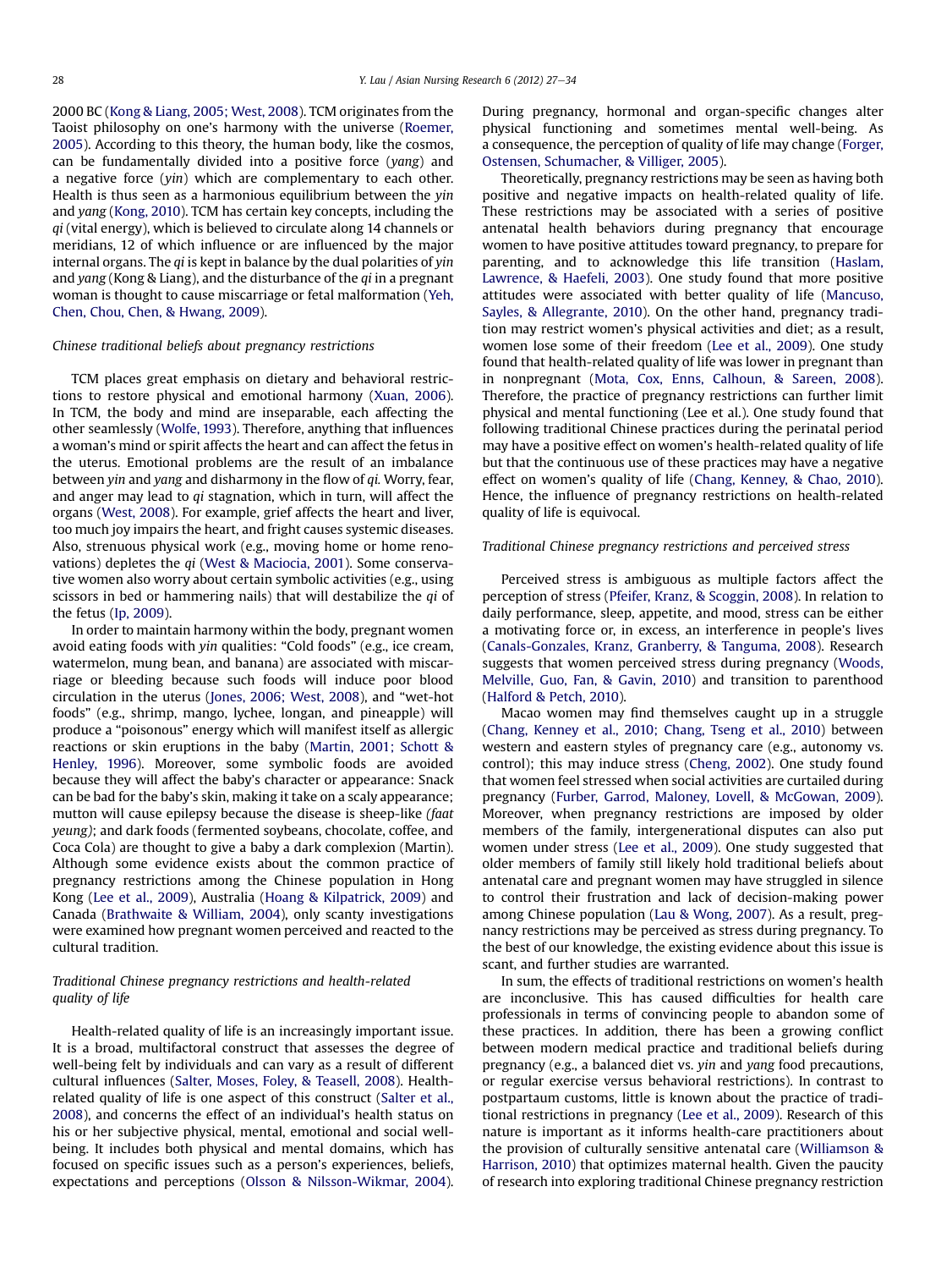2000 BC (Kong & Liang, 2005; West, 2008). TCM originates from the Taoist philosophy on one's harmony with the universe (Roemer, 2005). According to this theory, the human body, like the cosmos, can be fundamentally divided into a positive force (*yang*) and a negative force (*yin*) which are complementary to each other. Health is thus seen as a harmonious equilibrium between the *yin* and *yang* (Kong, 2010). TCM has certain key concepts, including the *qi* (vital energy), which is believed to circulate along 14 channels or meridians, 12 of which influence or are influenced by the major internal organs. The *qi* is kept in balance by the dual polarities of *yin* and *yang* (Kong & Liang), and the disturbance of the *qi* in a pregnant woman is thought to cause miscarriage or fetal malformation (Yeh, Chen, Chou, Chen, & Hwang, 2009).

### *Chinese traditional beliefs about pregnancy restrictions*

TCM places great emphasis on dietary and behavioral restrictions to restore physical and emotional harmony (Xuan, 2006). In TCM, the body and mind are inseparable, each affecting the other seamlessly (Wolfe, 1993). Therefore, anything that influences a woman's mind or spirit affects the heart and can affect the fetus in the uterus. Emotional problems are the result of an imbalance between *yin* and *yang* and disharmony in the flow of *qi*. Worry, fear, and anger may lead to *qi* stagnation, which in turn, will affect the organs (West, 2008). For example, grief affects the heart and liver, too much joy impairs the heart, and fright causes systemic diseases. Also, strenuous physical work (e.g., moving home or home renovations) depletes the *qi* (West & Maciocia, 2001). Some conservative women also worry about certain symbolic activities (e.g., using scissors in bed or hammering nails) that will destabilize the *qi* of the fetus (Ip, 2009).

In order to maintain harmony within the body, pregnant women avoid eating foods with *yin* qualities: "Cold foods" (e.g., ice cream, watermelon, mung bean, and banana) are associated with miscarriage or bleeding because such foods will induce poor blood circulation in the uterus (Jones, 2006; West, 2008), and "wet-hot foods" (e.g., shrimp, mango, lychee, longan, and pineapple) will produce a "poisonous" energy which will manifest itself as allergic reactions or skin eruptions in the baby (Martin, 2001; Schott & Henley, 1996). Moreover, some symbolic foods are avoided because they will affect the baby's character or appearance: Snack can be bad for the baby's skin, making it take on a scaly appearance; mutton will cause epilepsy because the disease is sheep-like *(faat yeung)*; and dark foods (fermented soybeans, chocolate, coffee, and Coca Cola) are thought to give a baby a dark complexion (Martin). Although some evidence exists about the common practice of pregnancy restrictions among the Chinese population in Hong Kong (Lee et al., 2009), Australia (Hoang & Kilpatrick, 2009) and Canada (Brathwaite & William, 2004), only scanty investigations were examined how pregnant women perceived and reacted to the cultural tradition.

### *Traditional Chinese pregnancy restrictions and health-related quality of life*

Health-related quality of life is an increasingly important issue. It is a broad, multifactoral construct that assesses the degree of well-being felt by individuals and can vary as a result of different cultural influences (Salter, Moses, Foley, & Teasell, 2008). Health-related quality of life is one aspect of this construct (Salter et al., 2008), and concerns the effect of an individual's health status on his or her subjective physical, mental, emotional and social well-being. It includes both physical and mental domains, which has focused on specific issues such as a person's experiences, beliefs, expectations and perceptions (Olsson & Nilsson-Wikmar, 2004). During pregnancy, hormonal and organ-specific changes alter physical functioning and sometimes mental well-being. As a consequence, the perception of quality of life may change (Forger, Ostensen, Schumacher, & Villiger, 2005).

Theoretically, pregnancy restrictions may be seen as having both positive and negative impacts on health-related quality of life. These restrictions may be associated with a series of positive antenatal health behaviors during pregnancy that encourage women to have positive attitudes toward pregnancy, to prepare for parenting, and to acknowledge this life transition (Haslam, Lawrence, & Haefeli, 2003). One study found that more positive attitudes were associated with better quality of life (Mancuso, Sayles, & Allegrante, 2010). On the other hand, pregnancy tradition may restrict women's physical activities and diet; as a result, women lose some of their freedom (Lee et al., 2009). One study found that health-related quality of life was lower in pregnant than in nonpregnant (Mota, Cox, Enns, Calhoun, & Sareen, 2008). Therefore, the practice of pregnancy restrictions can further limit physical and mental functioning (Lee et al.). One study found that following traditional Chinese practices during the perinatal period may have a positive effect on women's health-related quality of life but that the continuous use of these practices may have a negative effect on women's quality of life (Chang, Kenney, & Chao, 2010). Hence, the influence of pregnancy restrictions on health-related quality of life is equivocal.

### *Traditional Chinese pregnancy restrictions and perceived stress*

Perceived stress is ambiguous as multiple factors affect the perception of stress (Pfeifer, Kranz, & Scoggin, 2008). In relation to daily performance, sleep, appetite, and mood, stress can be either a motivating force or, in excess, an interference in people's lives (Canals-Gonzales, Kranz, Granberry, & Tanguma, 2008). Research suggests that women perceived stress during pregnancy (Woods, Melville, Guo, Fan, & Gavin, 2010) and transition to parenthood (Halford & Petch, 2010).

Macao women may find themselves caught up in a struggle (Chang, Kenney et al., 2010; Chang, Tseng et al., 2010) between western and eastern styles of pregnancy care (e.g., autonomy vs. control); this may induce stress (Cheng, 2002). One study found that women feel stressed when social activities are curtailed during pregnancy (Furber, Garrod, Maloney, Lovell, & McGowan, 2009). Moreover, when pregnancy restrictions are imposed by older members of the family, intergenerational disputes can also put women under stress (Lee et al., 2009). One study suggested that older members of family still likely hold traditional beliefs about antenatal care and pregnant women may have struggled in silence to control their frustration and lack of decision-making power among Chinese population (Lau & Wong, 2007). As a result, pregnancy restrictions may be perceived as stress during pregnancy. To the best of our knowledge, the existing evidence about this issue is scant, and further studies are warranted.

In sum, the effects of traditional restrictions on women's health are inconclusive. This has caused difficulties for health care professionals in terms of convincing people to abandon some of these practices. In addition, there has been a growing conflict between modern medical practice and traditional beliefs during pregnancy (e.g., a balanced diet vs. *yin* and *yang* food precautions, or regular exercise versus behavioral restrictions). In contrast to postpartaum customs, little is known about the practice of traditional restrictions in pregnancy (Lee et al., 2009). Research of this nature is important as it informs health-care practitioners about the provision of culturally sensitive antenatal care (Williamson & Harrison, 2010) that optimizes maternal health. Given the paucity of research into exploring traditional Chinese pregnancy restriction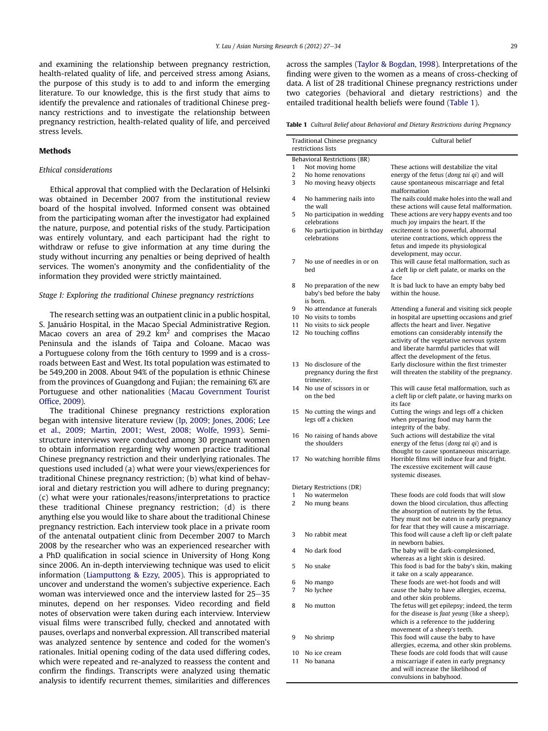and examining the relationship between pregnancy restriction, health-related quality of life, and perceived stress among Asians, the purpose of this study is to add to and inform the emerging literature. To our knowledge, this is the first study that aims to identify the prevalence and rationales of traditional Chinese pregnancy restrictions and to investigate the relationship between pregnancy restriction, health-related quality of life, and perceived stress levels.

## Methods

### *Ethical considerations*

Ethical approval that complied with the Declaration of Helsinki was obtained in December 2007 from the institutional review board of the hospital involved. Informed consent was obtained from the participating woman after the investigator had explained the nature, purpose, and potential risks of the study. Participation was entirely voluntary, and each participant had the right to withdraw or refuse to give information at any time during the study without incurring any penalties or being deprived of health services. The women's anonymity and the confidentiality of the information they provided were strictly maintained.

### *Stage I: Exploring the traditional Chinese pregnancy restrictions*

The research setting was an outpatient clinic in a public hospital, S. Januário Hospital, in the Macao Special Administrative Region. Macao covers an area of 29.2 km$^2$ and comprises the Macao Peninsula and the islands of Taipa and Coloane. Macao was a Portuguese colony from the 16th century to 1999 and is a crossroads between East and West. Its total population was estimated to be 549,200 in 2008. About 94% of the population is ethnic Chinese from the provinces of Guangdong and Fujian; the remaining 6% are Portuguese and other nationalities (Macau Government Tourist Office, 2009).

The traditional Chinese pregnancy restrictions exploration began with intensive literature review (Ip, 2009; Jones, 2006; Lee et al., 2009; Martin, 2001; West, 2008; Wolfe, 1993). Semi-structure interviews were conducted among 30 pregnant women to obtain information regarding why women practice traditional Chinese pregnancy restriction and their underlying rationales. The questions used included (a) what were your views/experiences for traditional Chinese pregnancy restriction; (b) what kind of behavioral and dietary restriction you will adhere to during pregnancy; (c) what were your rationales/reasons/interpretations to practice these traditional Chinese pregnancy restriction; (d) is there anything else you would like to share about the traditional Chinese pregnancy restriction. Each interview took place in a private room of the antenatal outpatient clinic from December 2007 to March 2008 by the researcher who was an experienced researcher with a PhD qualification in social science in University of Hong Kong since 2006. An in-depth interviewing technique was used to elicit information (Liamputtong & Ezzy, 2005). This is appropriated to uncover and understand the women's subjective experience. Each woman was interviewed once and the interview lasted for 25–35 minutes, depend on her responses. Video recording and field notes of observation were taken during each interview. Interview visual films were transcribed fully, checked and annotated with pauses, overlaps and nonverbal expression. All transcribed material was analyzed sentence by sentence and coded for the women's rationales. Initial opening coding of the data used differing codes, which were repeated and re-analyzed to reassess the content and confirm the findings. Transcripts were analyzed using thematic analysis to identify recurrent themes, similarities and differences across the samples (Taylor & Bogdan, 1998). Interpretations of the finding were given to the women as a means of cross-checking of data. A list of 28 traditional Chinese pregnancy restrictions under two categories (behavioral and dietary restrictions) and the entailed traditional health beliefs were found (Table 1).

**Table 1** *Cultural Belief about Behavioral and Dietary Restrictions during Pregnancy*

| | Traditional Chinese pregnancy restrictions lists | Cultural belief |
|---|---|---|
| | Behavioral Restrictions (BR) | |
| 1 | Not moving home | These actions will destabilize the vital energy of the fetus (*dong tai qi*) and will cause spontaneous miscarriage and fetal malformation |
| 2 | No home renovations | |
| 3 | No moving heavy objects | |
| 4 | No hammering nails into the wall | The nails could make holes into the wall and these actions will cause fetal malformation. |
| 5 | No participation in wedding celebrations | These actions are very happy events and too much joy impairs the heart. If the excitement is too powerful, abnormal uterine contractions, which oppress the fetus and impede its physiological development, may occur. |
| 6 | No participation in birthday celebrations | |
| 7 | No use of needles in or on bed | This will cause fetal malformation, such as a cleft lip or cleft palate, or marks on the face |
| 8 | No preparation of the new baby's bed before the baby is born. | It is bad luck to have an empty baby bed within the house. |
| 9 | No attendance at funerals | Attending a funeral and visiting sick people in hospital are upsetting occasions and grief affects the heart and liver. Negative emotions can considerably intensify the activity of the vegetative nervous system and liberate harmful particles that will affect the development of the fetus. |
| 10 | No visits to tombs | |
| 11 | No visits to sick people | |
| 12 | No touching coffins | |
| 13 | No disclosure of the pregnancy during the first trimester. | Early disclosure within the first trimester will threaten the stability of the pregnancy. |
| 14 | No use of scissors in or on the bed | This will cause fetal malformation, such as a cleft lip or cleft palate, or having marks on its face |
| 15 | No cutting the wings and legs off a chicken | Cutting the wings and legs off a chicken when preparing food may harm the integrity of the baby. |
| 16 | No raising of hands above the shoulders | Such actions will destabilize the vital energy of the fetus (*dong tai qi*) and is thought to cause spontaneous miscarriage. |
| 17 | No watching horrible films | Horrible films will induce fear and fright. The excessive excitement will cause systemic diseases. |
| | Dietary Restrictions (DR) | |
| 1 | No watermelon | These foods are cold foods that will slow down the blood circulation, thus affecting the absorption of nutrients by the fetus. They must not be eaten in early pregnancy for fear that they will cause a miscarriage. |
| 2 | No mung beans | |
| 3 | No rabbit meat | This food will cause a cleft lip or cleft palate in newborn babies. |
| 4 | No dark food | The baby will be dark-complexioned, whereas as a light skin is desired. |
| 5 | No snake | This food is bad for the baby's skin, making it take on a scaly appearance. |
| 6 | No mango | These foods are wet-hot foods and will cause the baby to have allergies, eczema, and other skin problems. |
| 7 | No lychee | |
| 8 | No mutton | The fetus will get epilepsy; indeed, the term for the disease is *faat yeung* (like a sheep), which is a reference to the juddering movement of a sheep's teeth. |
| 9 | No shrimp | This food will cause the baby to have allergies, eczema, and other skin problems. |
| 10 | No ice cream | These foods are cold foods that will cause a miscarriage if eaten in early pregnancy and will increase the likelihood of convulsions in babyhood. |
| 11 | No banana | |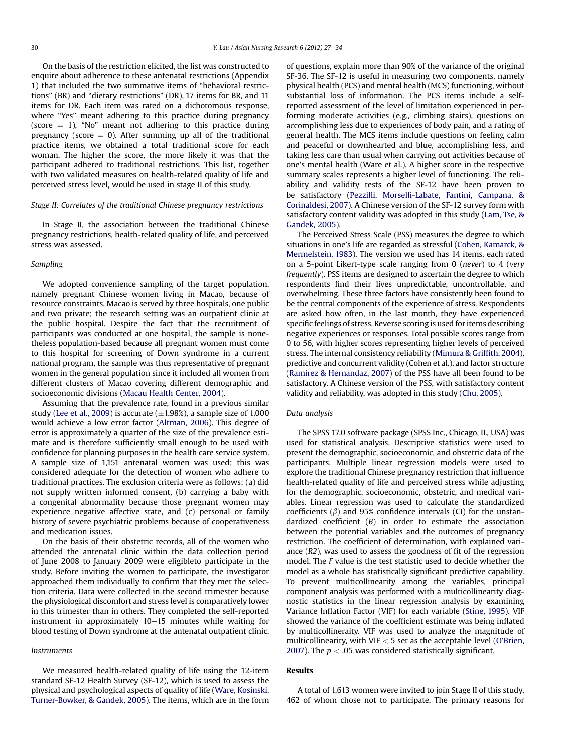On the basis of the restriction elicited, the list was constructed to enquire about adherence to these antenatal restrictions (Appendix 1) that included the two summative items of "behavioral restrictions" (BR) and "dietary restrictions" (DR), 17 items for BR, and 11 items for DR. Each item was rated on a dichotomous response, where "Yes" meant adhering to this practice during pregnancy (score = 1), "No" meant not adhering to this practice during pregnancy (score = 0). After summing up all of the traditional practice items, we obtained a total traditional score for each woman. The higher the score, the more likely it was that the participant adhered to traditional restrictions. This list, together with two validated measures on health-related quality of life and perceived stress level, would be used in stage II of this study.

*Stage II: Correlates of the traditional Chinese pregnancy restrictions*

In Stage II, the association between the traditional Chinese pregnancy restrictions, health-related quality of life, and perceived stress was assessed.

*Sampling*

We adopted convenience sampling of the target population, namely pregnant Chinese women living in Macao, because of resource constraints. Macao is served by three hospitals, one public and two private; the research setting was an outpatient clinic at the public hospital. Despite the fact that the recruitment of participants was conducted at one hospital, the sample is nonetheless population-based because all pregnant women must come to this hospital for screening of Down syndrome in a current national program, the sample was thus representative of pregnant women in the general population since it included all women from different clusters of Macao covering different demographic and socioeconomic divisions (Macau Health Center, 2004).

Assuming that the prevalence rate, found in a previous similar study (Lee et al., 2009) is accurate (±1.98%), a sample size of 1,000 would achieve a low error factor (Altman, 2006). This degree of error is approximately a quarter of the size of the prevalence estimate and is therefore sufficiently small enough to be used with confidence for planning purposes in the health care service system. A sample size of 1,151 antenatal women was used; this was considered adequate for the detection of women who adhere to traditional practices. The exclusion criteria were as follows; (a) did not supply written informed consent, (b) carrying a baby with a congenital abnormality because those pregnant women may experience negative affective state, and (c) personal or family history of severe psychiatric problems because of cooperativeness and medication issues.

On the basis of their obstetric records, all of the women who attended the antenatal clinic within the data collection period of June 2008 to January 2009 were eligibleto participate in the study. Before inviting the women to participate, the investigator approached them individually to confirm that they met the selection criteria. Data were collected in the second trimester because the physiological discomfort and stress level is comparatively lower in this trimester than in others. They completed the self-reported instrument in approximately 10–15 minutes while waiting for blood testing of Down syndrome at the antenatal outpatient clinic.

*Instruments*

We measured health-related quality of life using the 12-item standard SF-12 Health Survey (SF-12), which is used to assess the physical and psychological aspects of quality of life (Ware, Kosinski, Turner-Bowker, & Gandek, 2005). The items, which are in the form of questions, explain more than 90% of the variance of the original SF-36. The SF-12 is useful in measuring two components, namely physical health (PCS) and mental health (MCS) functioning, without substantial loss of information. The PCS items include a self-reported assessment of the level of limitation experienced in performing moderate activities (e.g., climbing stairs), questions on accomplishing less due to experiences of body pain, and a rating of general health. The MCS items include questions on feeling calm and peaceful or downhearted and blue, accomplishing less, and taking less care than usual when carrying out activities because of one's mental health (Ware et al.). A higher score in the respective summary scales represents a higher level of functioning. The reliability and validity tests of the SF-12 have been proven to be satisfactory (Pezzilli, Morselli-Labate, Fantini, Campana, & Corinaldesi, 2007). A Chinese version of the SF-12 survey form with satisfactory content validity was adopted in this study (Lam, Tse, & Gandek, 2005).

The Perceived Stress Scale (PSS) measures the degree to which situations in one's life are regarded as stressful (Cohen, Kamarck, & Mermelstein, 1983). The version we used has 14 items, each rated on a 5-point Likert-type scale ranging from 0 (*never*) to 4 (*very frequently*). PSS items are designed to ascertain the degree to which respondents find their lives unpredictable, uncontrollable, and overwhelming. These three factors have consistently been found to be the central components of the experience of stress. Respondents are asked how often, in the last month, they have experienced specific feelings of stress. Reverse scoring is used for items describing negative experiences or responses. Total possible scores range from 0 to 56, with higher scores representing higher levels of perceived stress. The internal consistency reliability (Mimura & Griffith, 2004), predictive and concurrent validity (Cohen et al.), and factor structure (Ramirez & Hernandaz, 2007) of the PSS have all been found to be satisfactory. A Chinese version of the PSS, with satisfactory content validity and reliability, was adopted in this study (Chu, 2005).

*Data analysis*

The SPSS 17.0 software package (SPSS Inc., Chicago, IL, USA) was used for statistical analysis. Descriptive statistics were used to present the demographic, socioeconomic, and obstetric data of the participants. Multiple linear regression models were used to explore the traditional Chinese pregnancy restriction that influence health-related quality of life and perceived stress while adjusting for the demographic, socioeconomic, obstetric, and medical variables. Linear regression was used to calculate the standardized coefficients ($\beta$) and 95% confidence intervals (CI) for the unstandardized coefficient ($B$) in order to estimate the association between the potential variables and the outcomes of pregnancy restriction. The coefficient of determination, with explained variance (*R2*), was used to assess the goodness of fit of the regression model. The *F* value is the test statistic used to decide whether the model as a whole has statistically significant predictive capability. To prevent multicollinearity among the variables, principal component analysis was performed with a multicollinearity diagnostic statistics in the linear regression analysis by examining Variance Inflation Factor (VIF) for each variable (Stine, 1995). VIF showed the variance of the coefficient estimate was being inflated by multicollinerity. VIF was used to analyze the magnitude of multicollinearity, with VIF < 5 set as the acceptable level (O'Brien, 2007). The $p < .05$ was considered statistically significant.

## Results

A total of 1,613 women were invited to join Stage II of this study, 462 of whom chose not to participate. The primary reasons for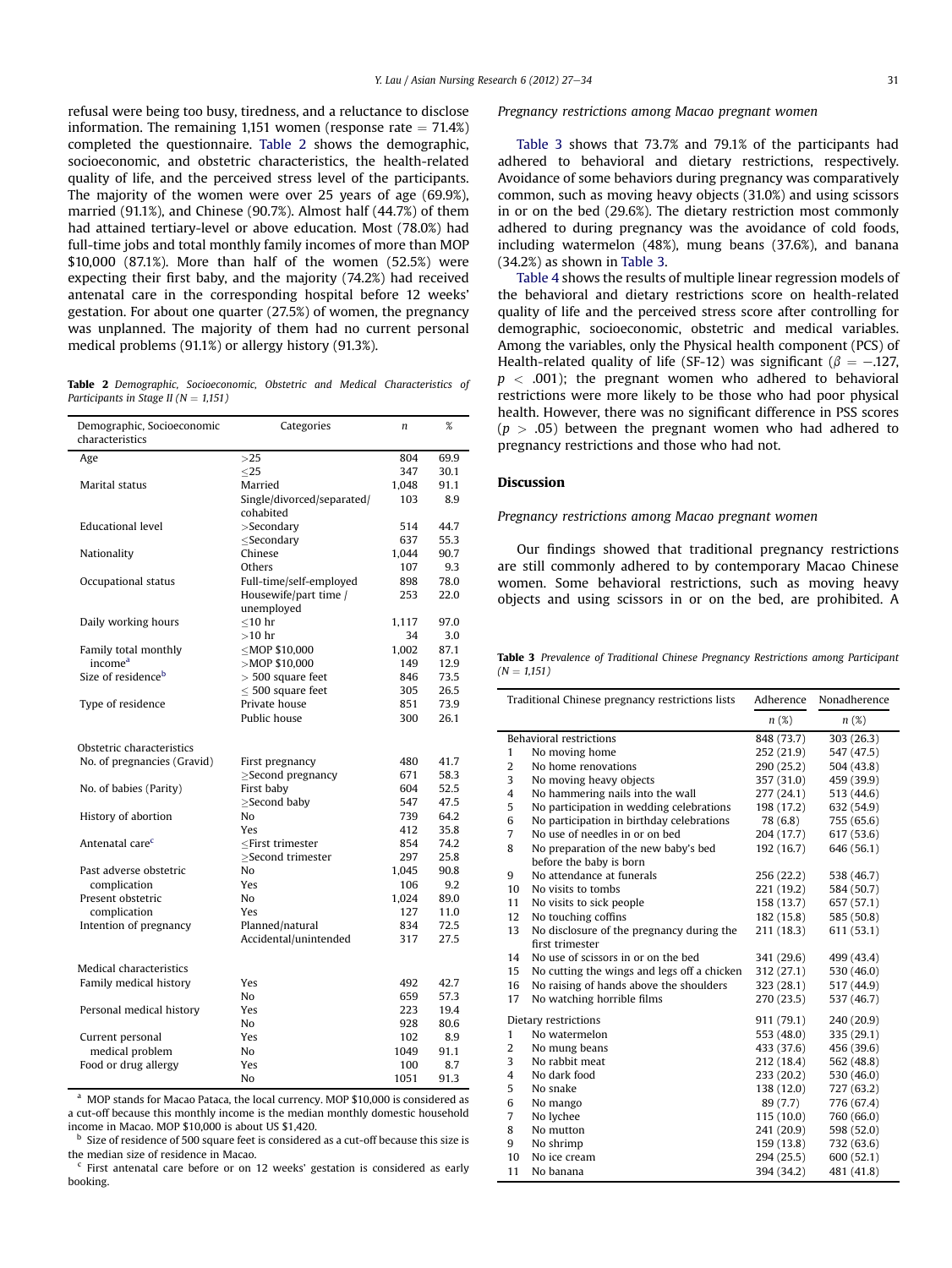refusal were being too busy, tiredness, and a reluctance to disclose information. The remaining 1,151 women (response rate = 71.4%) completed the questionnaire. Table 2 shows the demographic, socioeconomic, and obstetric characteristics, the health-related quality of life, and the perceived stress level of the participants. The majority of the women were over 25 years of age (69.9%), married (91.1%), and Chinese (90.7%). Almost half (44.7%) of them had attained tertiary-level or above education. Most (78.0%) had full-time jobs and total monthly family incomes of more than MOP $10,000 (87.1%). More than half of the women (52.5%) were expecting their first baby, and the majority (74.2%) had received antenatal care in the corresponding hospital before 12 weeks' gestation. For about one quarter (27.5%) of women, the pregnancy was unplanned. The majority of them had no current personal medical problems (91.1%) or allergy history (91.3%).

**Table 2** *Demographic, Socioeconomic, Obstetric and Medical Characteristics of Participants in Stage II (N = 1,151)*

| Demographic, Socioeconomic characteristics | Categories | n | % |
|---|---|---|---|
| Age | >25 | 804 | 69.9 |
| | ≤25 | 347 | 30.1 |
| Marital status | Married | 1,048 | 91.1 |
| | Single/divorced/separated/cohabited | 103 | 8.9 |
| Educational level | >Secondary | 514 | 44.7 |
| | ≤Secondary | 637 | 55.3 |
| Nationality | Chinese | 1,044 | 90.7 |
| | Others | 107 | 9.3 |
| Occupational status | Full-time/self-employed | 898 | 78.0 |
| | Housewife/part time / unemployed | 253 | 22.0 |
| Daily working hours | ≤10 hr | 1,117 | 97.0 |
| | >10 hr | 34 | 3.0 |
| Family total monthly income[a] | ≤MOP $10,000 | 1,002 | 87.1 |
| | >MOP $10,000 | 149 | 12.9 |
| Size of residence[b] | > 500 square feet | 846 | 73.5 |
| | ≤ 500 square feet | 305 | 26.5 |
| Type of residence | Private house | 851 | 73.9 |
| | Public house | 300 | 26.1 |
| **Obstetric characteristics** | | | |
| No. of pregnancies (Gravid) | First pregnancy | 480 | 41.7 |
| | ≥Second pregnancy | 671 | 58.3 |
| No. of babies (Parity) | First baby | 604 | 52.5 |
| | ≥Second baby | 547 | 47.5 |
| History of abortion | No | 739 | 64.2 |
| | Yes | 412 | 35.8 |
| Antenatal care[c] | ≤First trimester | 854 | 74.2 |
| | ≥Second trimester | 297 | 25.8 |
| Past adverse obstetric complication | No | 1,045 | 90.8 |
| | Yes | 106 | 9.2 |
| Present obstetric complication | No | 1,024 | 89.0 |
| | Yes | 127 | 11.0 |
| Intention of pregnancy | Planned/natural | 834 | 72.5 |
| | Accidental/unintended | 317 | 27.5 |
| **Medical characteristics** | | | |
| Family medical history | Yes | 492 | 42.7 |
| | No | 659 | 57.3 |
| Personal medical history | Yes | 223 | 19.4 |
| | No | 928 | 80.6 |
| Current personal medical problem | Yes | 102 | 8.9 |
| | No | 1049 | 91.1 |
| Food or drug allergy | Yes | 100 | 8.7 |
| | No | 1051 | 91.3 |

[a] MOP stands for Macao Pataca, the local currency. MOP $10,000 is considered as a cut-off because this monthly income is the median monthly domestic household income in Macao. MOP $10,000 is about US $1,420.
[b] Size of residence of 500 square feet is considered as a cut-off because this size is the median size of residence in Macao.
[c] First antenatal care before or on 12 weeks' gestation is considered as early booking.

*Pregnancy restrictions among Macao pregnant women*

Table 3 shows that 73.7% and 79.1% of the participants had adhered to behavioral and dietary restrictions, respectively. Avoidance of some behaviors during pregnancy was comparatively common, such as moving heavy objects (31.0%) and using scissors in or on the bed (29.6%). The dietary restriction most commonly adhered to during pregnancy was the avoidance of cold foods, including watermelon (48%), mung beans (37.6%), and banana (34.2%) as shown in Table 3.

Table 4 shows the results of multiple linear regression models of the behavioral and dietary restrictions score on health-related quality of life and the perceived stress score after controlling for demographic, socioeconomic, obstetric and medical variables. Among the variables, only the Physical health component (PCS) of Health-related quality of life (SF-12) was significant ($\beta = -.127$, $p < .001$); the pregnant women who adhered to behavioral restrictions were more likely to be those who had poor physical health. However, there was no significant difference in PSS scores ($p > .05$) between the pregnant women who had adhered to pregnancy restrictions and those who had not.

## Discussion

*Pregnancy restrictions among Macao pregnant women*

Our findings showed that traditional pregnancy restrictions are still commonly adhered to by contemporary Macao Chinese women. Some behavioral restrictions, such as moving heavy objects and using scissors in or on the bed, are prohibited. A

**Table 3** *Prevalence of Traditional Chinese Pregnancy Restrictions among Participant (N = 1,151)*

| | Traditional Chinese pregnancy restrictions lists | Adherence n (%) | Nonadherence n (%) |
|---|---|---|---|
| | Behavioral restrictions | 848 (73.7) | 303 (26.3) |
| 1 | No moving home | 252 (21.9) | 547 (47.5) |
| 2 | No home renovations | 290 (25.2) | 504 (43.8) |
| 3 | No moving heavy objects | 357 (31.0) | 459 (39.9) |
| 4 | No hammering nails into the wall | 277 (24.1) | 513 (44.6) |
| 5 | No participation in wedding celebrations | 198 (17.2) | 632 (54.9) |
| 6 | No participation in birthday celebrations | 78 (6.8) | 755 (65.6) |
| 7 | No use of needles in or on bed | 204 (17.7) | 617 (53.6) |
| 8 | No preparation of the new baby's bed before the baby is born | 192 (16.7) | 646 (56.1) |
| 9 | No attendance at funerals | 256 (22.2) | 538 (46.7) |
| 10 | No visits to tombs | 221 (19.2) | 584 (50.7) |
| 11 | No visits to sick people | 158 (13.7) | 657 (57.1) |
| 12 | No touching coffins | 182 (15.8) | 585 (50.8) |
| 13 | No disclosure of the pregnancy during the first trimester | 211 (18.3) | 611 (53.1) |
| 14 | No use of scissors in or on the bed | 341 (29.6) | 499 (43.4) |
| 15 | No cutting the wings and legs off a chicken | 312 (27.1) | 530 (46.0) |
| 16 | No raising of hands above the shoulders | 323 (28.1) | 517 (44.9) |
| 17 | No watching horrible films | 270 (23.5) | 537 (46.7) |
| | Dietary restrictions | 911 (79.1) | 240 (20.9) |
| 1 | No watermelon | 553 (48.0) | 335 (29.1) |
| 2 | No mung beans | 433 (37.6) | 456 (39.6) |
| 3 | No rabbit meat | 212 (18.4) | 562 (48.8) |
| 4 | No dark food | 233 (20.2) | 530 (46.0) |
| 5 | No snake | 138 (12.0) | 727 (63.2) |
| 6 | No mango | 89 (7.7) | 776 (67.4) |
| 7 | No lychee | 115 (10.0) | 760 (66.0) |
| 8 | No mutton | 241 (20.9) | 598 (52.0) |
| 9 | No shrimp | 159 (13.8) | 732 (63.6) |
| 10 | No ice cream | 294 (25.5) | 600 (52.1) |
| 11 | No banana | 394 (34.2) | 481 (41.8) |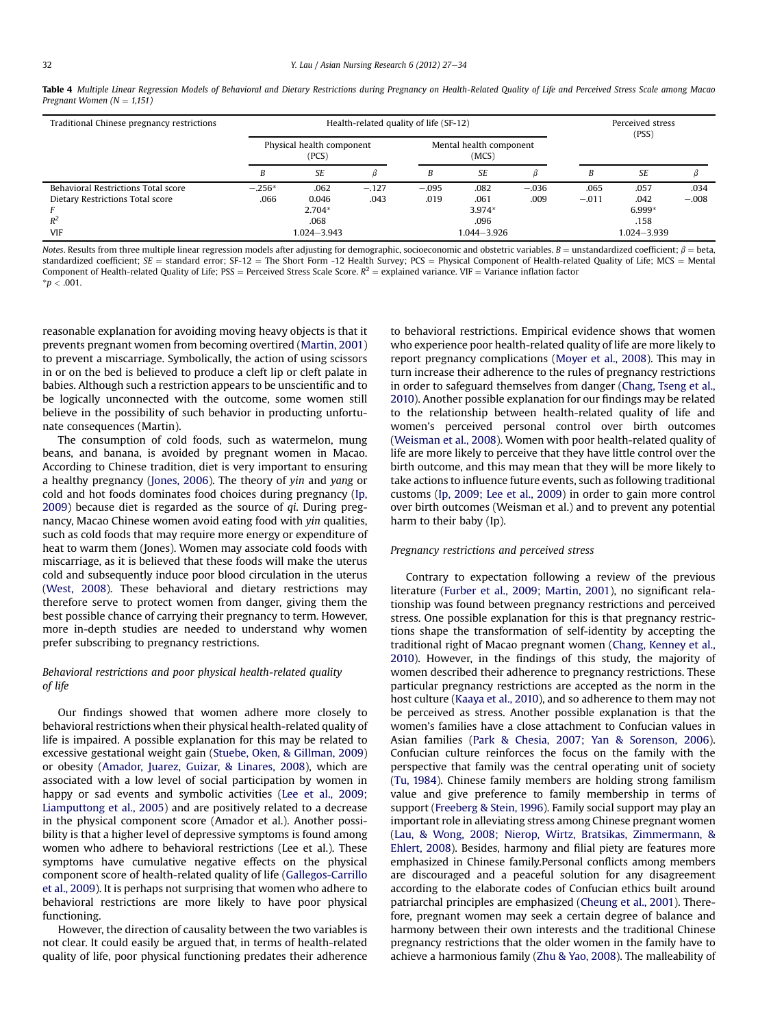**Table 4** *Multiple Linear Regression Models of Behavioral and Dietary Restrictions during Pregnancy on Health-Related Quality of Life and Perceived Stress Scale among Macao Pregnant Women (N = 1,151)*

| Traditional Chinese pregnancy restrictions | Health-related quality of life (SF-12) | | | | | | Perceived stress (PSS) | | |
|---|---|---|---|---|---|---|---|---|---|
| | Physical health component (PCS) | | | Mental health component (MCS) | | | | | |
| | *B* | *SE* | *β* | *B* | *SE* | *β* | *B* | *SE* | *β* |
| Behavioral Restrictions Total score | −.256* | .062 | −.127 | −.095 | .082 | −.036 | .065 | .057 | .034 |
| Dietary Restrictions Total score | .066 | 0.046 | .043 | .019 | .061 | .009 | −.011 | .042 | −.008 |
| *F* | 2.704* | | | 3.974* | | | 6.999* | | |
| $R^2$ | .068 | | | .096 | | | .158 | | |
| VIF | 1.024–3.943 | | | 1.044–3.926 | | | 1.024–3.939 | | |

*Notes*. Results from three multiple linear regression models after adjusting for demographic, socioeconomic and obstetric variables. *B* = unstandardized coefficient; *β* = beta, standardized coefficient; *SE* = standard error; SF-12 = The Short Form -12 Health Survey; PCS = Physical Component of Health-related Quality of Life; MCS = Mental Component of Health-related Quality of Life; PSS = Perceived Stress Scale Score. $R^2$ = explained variance. VIF = Variance inflation factor
*$p < .001$.

reasonable explanation for avoiding moving heavy objects is that it prevents pregnant women from becoming overtired (Martin, 2001) to prevent a miscarriage. Symbolically, the action of using scissors in or on the bed is believed to produce a cleft lip or cleft palate in babies. Although such a restriction appears to be unscientific and to be logically unconnected with the outcome, some women still believe in the possibility of such behavior in producting unfortunate consequences (Martin).

The consumption of cold foods, such as watermelon, mung beans, and banana, is avoided by pregnant women in Macao. According to Chinese tradition, diet is very important to ensuring a healthy pregnancy (Jones, 2006). The theory of *yin* and *yang* or cold and hot foods dominates food choices during pregnancy (Ip, 2009) because diet is regarded as the source of *qi*. During pregnancy, Macao Chinese women avoid eating food with *yin* qualities, such as cold foods that may require more energy or expenditure of heat to warm them (Jones). Women may associate cold foods with miscarriage, as it is believed that these foods will make the uterus cold and subsequently induce poor blood circulation in the uterus (West, 2008). These behavioral and dietary restrictions may therefore serve to protect women from danger, giving them the best possible chance of carrying their pregnancy to term. However, more in-depth studies are needed to understand why women prefer subscribing to pregnancy restrictions.

### *Behavioral restrictions and poor physical health-related quality of life*

Our findings showed that women adhere more closely to behavioral restrictions when their physical health-related quality of life is impaired. A possible explanation for this may be related to excessive gestational weight gain (Stuebe, Oken, & Gillman, 2009) or obesity (Amador, Juarez, Guizar, & Linares, 2008), which are associated with a low level of social participation by women in happy or sad events and symbolic activities (Lee et al., 2009; Liamputtong et al., 2005) and are positively related to a decrease in the physical component score (Amador et al.). Another possibility is that a higher level of depressive symptoms is found among women who adhere to behavioral restrictions (Lee et al.). These symptoms have cumulative negative effects on the physical component score of health-related quality of life (Gallegos-Carrillo et al., 2009). It is perhaps not surprising that women who adhere to behavioral restrictions are more likely to have poor physical functioning.

However, the direction of causality between the two variables is not clear. It could easily be argued that, in terms of health-related quality of life, poor physical functioning predates their adherence to behavioral restrictions. Empirical evidence shows that women who experience poor health-related quality of life are more likely to report pregnancy complications (Moyer et al., 2008). This may in turn increase their adherence to the rules of pregnancy restrictions in order to safeguard themselves from danger (Chang, Tseng et al., 2010). Another possible explanation for our findings may be related to the relationship between health-related quality of life and women's perceived personal control over birth outcomes (Weisman et al., 2008). Women with poor health-related quality of life are more likely to perceive that they have little control over the birth outcome, and this may mean that they will be more likely to take actions to influence future events, such as following traditional customs (Ip, 2009; Lee et al., 2009) in order to gain more control over birth outcomes (Weisman et al.) and to prevent any potential harm to their baby (Ip).

### *Pregnancy restrictions and perceived stress*

Contrary to expectation following a review of the previous literature (Furber et al., 2009; Martin, 2001), no significant relationship was found between pregnancy restrictions and perceived stress. One possible explanation for this is that pregnancy restrictions shape the transformation of self-identity by accepting the traditional right of Macao pregnant women (Chang, Kenney et al., 2010). However, in the findings of this study, the majority of women described their adherence to pregnancy restrictions. These particular pregnancy restrictions are accepted as the norm in the host culture (Kaaya et al., 2010), and so adherence to them may not be perceived as stress. Another possible explanation is that the women's families have a close attachment to Confucian values in Asian families (Park & Chesia, 2007; Yan & Sorenson, 2006). Confucian culture reinforces the focus on the family with the perspective that family was the central operating unit of society (Tu, 1984). Chinese family members are holding strong familism value and give preference to family membership in terms of support (Freeberg & Stein, 1996). Family social support may play an important role in alleviating stress among Chinese pregnant women (Lau, & Wong, 2008; Nierop, Wirtz, Bratsikas, Zimmermann, & Ehlert, 2008). Besides, harmony and filial piety are features more emphasized in Chinese family.Personal conflicts among members are discouraged and a peaceful solution for any disagreement according to the elaborate codes of Confucian ethics built around patriarchal principles are emphasized (Cheung et al., 2001). Therefore, pregnant women may seek a certain degree of balance and harmony between their own interests and the traditional Chinese pregnancy restrictions that the older women in the family have to achieve a harmonious family (Zhu & Yao, 2008). The malleability of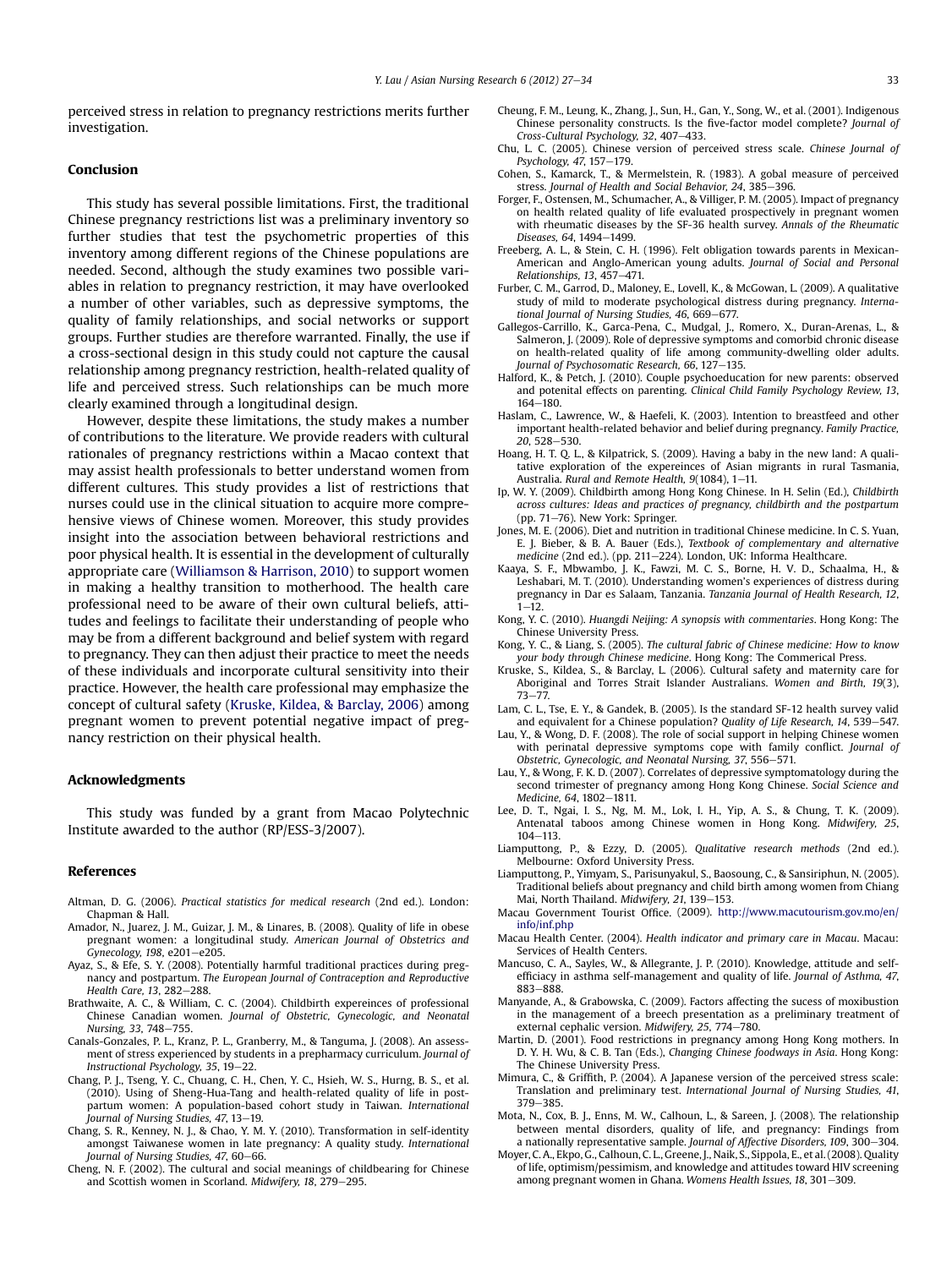perceived stress in relation to pregnancy restrictions merits further investigation.

## Conclusion

This study has several possible limitations. First, the traditional Chinese pregnancy restrictions list was a preliminary inventory so further studies that test the psychometric properties of this inventory among different regions of the Chinese populations are needed. Second, although the study examines two possible variables in relation to pregnancy restriction, it may have overlooked a number of other variables, such as depressive symptoms, the quality of family relationships, and social networks or support groups. Further studies are therefore warranted. Finally, the use if a cross-sectional design in this study could not capture the causal relationship among pregnancy restriction, health-related quality of life and perceived stress. Such relationships can be much more clearly examined through a longitudinal design.

However, despite these limitations, the study makes a number of contributions to the literature. We provide readers with cultural rationales of pregnancy restrictions within a Macao context that may assist health professionals to better understand women from different cultures. This study provides a list of restrictions that nurses could use in the clinical situation to acquire more comprehensive views of Chinese women. Moreover, this study provides insight into the association between behavioral restrictions and poor physical health. It is essential in the development of culturally appropriate care (Williamson & Harrison, 2010) to support women in making a healthy transition to motherhood. The health care professional need to be aware of their own cultural beliefs, attitudes and feelings to facilitate their understanding of people who may be from a different background and belief system with regard to pregnancy. They can then adjust their practice to meet the needs of these individuals and incorporate cultural sensitivity into their practice. However, the health care professional may emphasize the concept of cultural safety (Kruske, Kildea, & Barclay, 2006) among pregnant women to prevent potential negative impact of pregnancy restriction on their physical health.

## Acknowledgments

This study was funded by a grant from Macao Polytechnic Institute awarded to the author (RP/ESS-3/2007).

## References

Altman, D. G. (2006). *Practical statistics for medical research* (2nd ed.). London: Chapman & Hall.

Amador, N., Juarez, J. M., Guizar, J. M., & Linares, B. (2008). Quality of life in obese pregnant women: a longitudinal study. *American Journal of Obstetrics and Gynecology, 198*, e201–e205.

Ayaz, S., & Efe, S. Y. (2008). Potentially harmful traditional practices during pregnancy and postpartum. *The European Journal of Contraception and Reproductive Health Care, 13*, 282–288.

Brathwaite, A. C., & William, C. C. (2004). Childbirth expereinces of professional Chinese Canadian women. *Journal of Obstetric, Gynecologic, and Neonatal Nursing, 33*, 748–755.

Canals-Gonzales, P. L., Kranz, P. L., Granberry, M., & Tanguma, J. (2008). An assessment of stress experienced by students in a prepharmacy curriculum. *Journal of Instructional Psychology, 35*, 19–22.

Chang, P. J., Tseng, Y. C., Chuang, C. H., Chen, Y. C., Hsieh, W. S., Hurng, B. S., et al. (2010). Using of Sheng-Hua-Tang and health-related quality of life in postpartum women: A population-based cohort study in Taiwan. *International Journal of Nursing Studies, 47*, 13–19.

Chang, S. R., Kenney, N. J., & Chao, Y. M. Y. (2010). Transformation in self-identity amongst Taiwanese women in late pregnancy: A quality study. *International Journal of Nursing Studies, 47*, 60–66.

Cheng, N. F. (2002). The cultural and social meanings of childbearing for Chinese and Scottish women in Scorland. *Midwifery, 18*, 279–295.

Cheung, F. M., Leung, K., Zhang, J., Sun, H., Gan, Y., Song, W., et al. (2001). Indigenous Chinese personality constructs. Is the five-factor model complete? *Journal of Cross-Cultural Psychology, 32*, 407–433.

Chu, L. C. (2005). Chinese version of perceived stress scale. *Chinese Journal of Psychology, 47*, 157–179.

Cohen, S., Kamarck, T., & Mermelstein, R. (1983). A gobal measure of perceived stress. *Journal of Health and Social Behavior, 24*, 385–396.

Forger, F., Ostensen, M., Schumacher, A., & Villiger, P. M. (2005). Impact of pregnancy on health related quality of life evaluated prospectively in pregnant women with rheumatic diseases by the SF-36 health survey. *Annals of the Rheumatic Diseases, 64*, 1494–1499.

Freeberg, A. L., & Stein, C. H. (1996). Felt obligation towards parents in Mexican-American and Anglo-American young adults. *Journal of Social and Personal Relationships, 13*, 457–471.

Furber, C. M., Garrod, D., Maloney, E., Lovell, K., & McGowan, L. (2009). A qualitative study of mild to moderate psychological distress during pregnancy. *International Journal of Nursing Studies, 46*, 669–677.

Gallegos-Carrillo, K., Garca-Pena, C., Mudgal, J., Romero, X., Duran-Arenas, L., & Salmeron, J. (2009). Role of depressive symptoms and comorbid chronic disease on health-related quality of life among community-dwelling older adults. *Journal of Psychosomatic Research, 66*, 127–135.

Halford, K., & Petch, J. (2010). Couple psychoeducation for new parents: observed and potenital effects on parenting. *Clinical Child Family Psychology Review, 13*, 164–180.

Haslam, C., Lawrence, W., & Haefeli, K. (2003). Intention to breastfeed and other important health-related behavior and belief during pregnancy. *Family Practice, 20*, 528–530.

Hoang, H. T. Q. L., & Kilpatrick, S. (2009). Having a baby in the new land: A qualitative exploration of the expereinces of Asian migrants in rural Tasmania, Australia. *Rural and Remote Health, 9*(1084), 1–11.

Ip, W. Y. (2009). Childbirth among Hong Kong Chinese. In H. Selin (Ed.), *Childbirth across cultures: Ideas and practices of pregnancy, childbirth and the postpartum* (pp. 71–76). New York: Springer.

Jones, M. E. (2006). Diet and nutrition in traditional Chinese medicine. In C. S. Yuan, E. J. Bieber, & B. A. Bauer (Eds.), *Textbook of complementary and alternative medicine* (2nd ed.). (pp. 211–224). London, UK: Informa Healthcare.

Kaaya, S. F., Mbwambo, J. K., Fawzi, M. C. S., Borne, H. V. D., Schaalma, H., & Leshabari, M. T. (2010). Understanding women's experiences of distress during pregnancy in Dar es Salaam, Tanzania. *Tanzania Journal of Health Research, 12*, 1–12.

Kong, Y. C. (2010). *Huangdi Neijing: A synopsis with commentaries*. Hong Kong: The Chinese University Press.

Kong, Y. C., & Liang, S. (2005). *The cultural fabric of Chinese medicine: How to know your body through Chinese medicine*. Hong Kong: The Commerical Press.

Kruske, S., Kildea, S., & Barclay, L. (2006). Cultural safety and maternity care for Aboriginal and Torres Strait Islander Australians. *Women and Birth, 19*(3), 73–77.

Lam, C. L., Tse, E. Y., & Gandek, B. (2005). Is the standard SF-12 health survey valid and equivalent for a Chinese population? *Quality of Life Research, 14*, 539–547.

Lau, Y., & Wong, D. F. (2008). The role of social support in helping Chinese women with perinatal depressive symptoms cope with family conflict. *Journal of Obstetric, Gynecologic, and Neonatal Nursing, 37*, 556–571.

Lau, Y., & Wong, F. K. D. (2007). Correlates of depressive symptomatology during the second trimester of pregnancy among Hong Kong Chinese. *Social Science and Medicine, 64*, 1802–1811.

Lee, D. T., Ngai, I. S., Ng, M. M., Lok, I. H., Yip, A. S., & Chung, T. K. (2009). Antenatal taboos among Chinese women in Hong Kong. *Midwifery, 25*, 104–113.

Liamputtong, P., & Ezzy, D. (2005). *Qualitative research methods* (2nd ed.). Melbourne: Oxford University Press.

Liamputtong, P., Yimyam, S., Parisunyakul, S., Baosoung, C., & Sansiriphun, N. (2005). Traditional beliefs about pregnancy and child birth among women from Chiang Mai, North Thailand. *Midwifery, 21*, 139–153.

Macau Government Tourist Office. (2009). http://www.macutourism.gov.mo/en/info/inf.php

Macau Health Center. (2004). *Health indicator and primary care in Macau*. Macau: Services of Health Centers.

Mancuso, C. A., Sayles, W., & Allegrante, J. P. (2010). Knowledge, attitude and self-efficiacy in asthma self-management and quality of life. *Journal of Asthma, 47*, 883–888.

Manyande, A., & Grabowska, C. (2009). Factors affecting the sucess of moxibustion in the management of a breech presentation as a preliminary treatment of external cephalic version. *Midwifery, 25*, 774–780.

Martin, D. (2001). Food restrictions in pregnancy among Hong Kong mothers. In D. Y. H. Wu, & C. B. Tan (Eds.), *Changing Chinese foodways in Asia*. Hong Kong: The Chinese University Press.

Mimura, C., & Griffith, P. (2004). A Japanese version of the perceived stress scale: Translation and preliminary test. *International Journal of Nursing Studies, 41*, 379–385.

Mota, N., Cox, B. J., Enns, M. W., Calhoun, L., & Sareen, J. (2008). The relationship between mental disorders, quality of life, and pregnancy: Findings from a nationally representative sample. *Journal of Affective Disorders, 109*, 300–304.

Moyer, C. A., Ekpo, G., Calhoun, C. L., Greene, J., Naik, S., Sippola, E., et al. (2008). Quality of life, optimism/pessimism, and knowledge and attitudes toward HIV screening among pregnant women in Ghana. *Womens Health Issues, 18*, 301–309.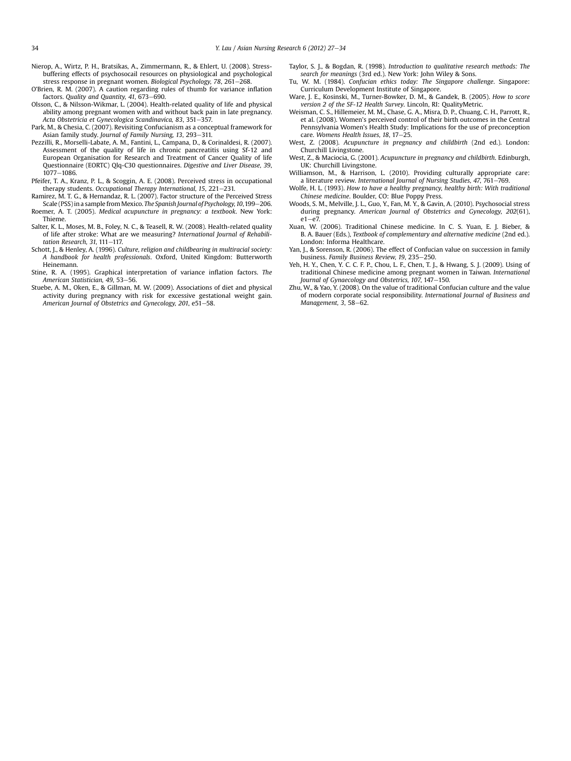Nierop, A., Wirtz, P. H., Bratsikas, A., Zimmermann, R., & Ehlert, U. (2008). Stress-buffering effects of psychosocail resources on physiological and psychological stress response in pregnant women. *Biological Psychology, 78*, 261–268.

O'Brien, R. M. (2007). A caution regarding rules of thumb for variance inflation factors. *Quality and Quantity, 41*, 673–690.

Olsson, C., & Nilsson-Wikmar, L. (2004). Health-related quality of life and physical ability among pregnant women with and without back pain in late pregnancy. *Acta Obstetricia et Gynecologica Scandinavica, 83*, 351–357.

Park, M., & Chesia, C. (2007). Revisiting Confucianism as a conceptual framework for Asian family study. *Journal of Family Nursing, 13*, 293–311.

Pezzilli, R., Morselli-Labate, A. M., Fantini, L., Campana, D., & Corinaldesi, R. (2007). Assessment of the quality of life in chronic pancreatitis using Sf-12 and European Organisation for Research and Treatment of Cancer Quality of life Questionnaire (EORTC) Qlq-C30 questionnaires. *Digestive and Liver Disease, 39*, 1077–1086.

Pfeifer, T. A., Kranz, P. L., & Scoggin, A. E. (2008). Perceived stress in occupational therapy students. *Occupational Therapy International, 15*, 221–231.

Ramirez, M. T. G., & Hernandaz, R. L. (2007). Factor structure of the Perceived Stress Scale (PSS) in a sample from Mexico. *The Spanish Journal of Psychology, 10*, 199–206.

Roemer, A. T. (2005). *Medical acupuncture in pregnancy: a textbook*. New York: Thieme.

Salter, K. L., Moses, M. B., Foley, N. C., & Teasell, R. W. (2008). Health-related quality of life after stroke: What are we measuring? *International Journal of Rehabilitation Research, 31*, 111–117.

Schott, J., & Henley, A. (1996). *Culture, religion and childbearing in multiracial society: A handbook for health professionals*. Oxford, United Kingdom: Butterworth Heinemann.

Stine, R. A. (1995). Graphical interpretation of variance inflation factors. *The American Statistician, 49*, 53–56.

Stuebe, A. M., Oken, E., & Gillman, M. W. (2009). Associations of diet and physical activity during pregnancy with risk for excessive gestational weight gain. *American Journal of Obstetrics and Gynecology, 201*, e51–58.

Taylor, S. J., & Bogdan, R. (1998). *Introduction to qualitative research methods: The search for meanings* (3rd ed.). New York: John Wiley & Sons.

Tu, W. M. (1984). *Confucian ethics today: The Singapore challenge*. Singapore: Curriculum Development Institute of Singapore.

Ware, J. E., Kosinski, M., Turner-Bowker, D. M., & Gandek, B. (2005). *How to score version 2 of the SF-12 Health Survey*. Lincoln, RI: QualityMetric.

Weisman, C. S., Hillemeier, M. M., Chase, G. A., Misra, D. P., Chuang, C. H., Parrott, R., et al. (2008). Women's perceived control of their birth outcomes in the Central Pennsylvania Women's Health Study: Implications for the use of preconception care. *Womens Health Issues, 18*, 17–25.

West, Z. (2008). *Acupuncture in pregnancy and childbirth* (2nd ed.). London: Churchill Livingstone.

West, Z., & Maciocia, G. (2001). *Acupuncture in pregnancy and childbirth*. Edinburgh, UK: Churchill Livingstone.

Williamson, M., & Harrison, L. (2010). Providing culturally appropriate care: a literature review. *International Journal of Nursing Studies, 47*, 761–769.

Wolfe, H. L. (1993). *How to have a healthy pregnancy, healthy birth: With traditional Chinese medicine*. Boulder, CO: Blue Poppy Press.

Woods, S. M., Melville, J. L., Guo, Y., Fan, M. Y., & Gavin, A. (2010). Psychosocial stress during pregnancy. *American Journal of Obstetrics and Gynecology, 202*(61), e1–e7.

Xuan, W. (2006). Traditional Chinese medicine. In C. S. Yuan, E. J. Bieber, & B. A. Bauer (Eds.), *Textbook of complementary and alternative medicine* (2nd ed.). London: Informa Healthcare.

Yan, J., & Sorenson, R. (2006). The effect of Confucian value on succession in family business. *Family Business Review, 19*, 235–250.

Yeh, H. Y., Chen, Y. C. C. F. P., Chou, L. F., Chen, T. J., & Hwang, S. J. (2009). Using of traditional Chinese medicine among pregnant women in Taiwan. *International Journal of Gynaecology and Obstetrics, 107*, 147–150.

Zhu, W., & Yao, Y. (2008). On the value of traditional Confucian culture and the value of modern corporate social responsibility. *International Journal of Business and Management, 3*, 58–62.